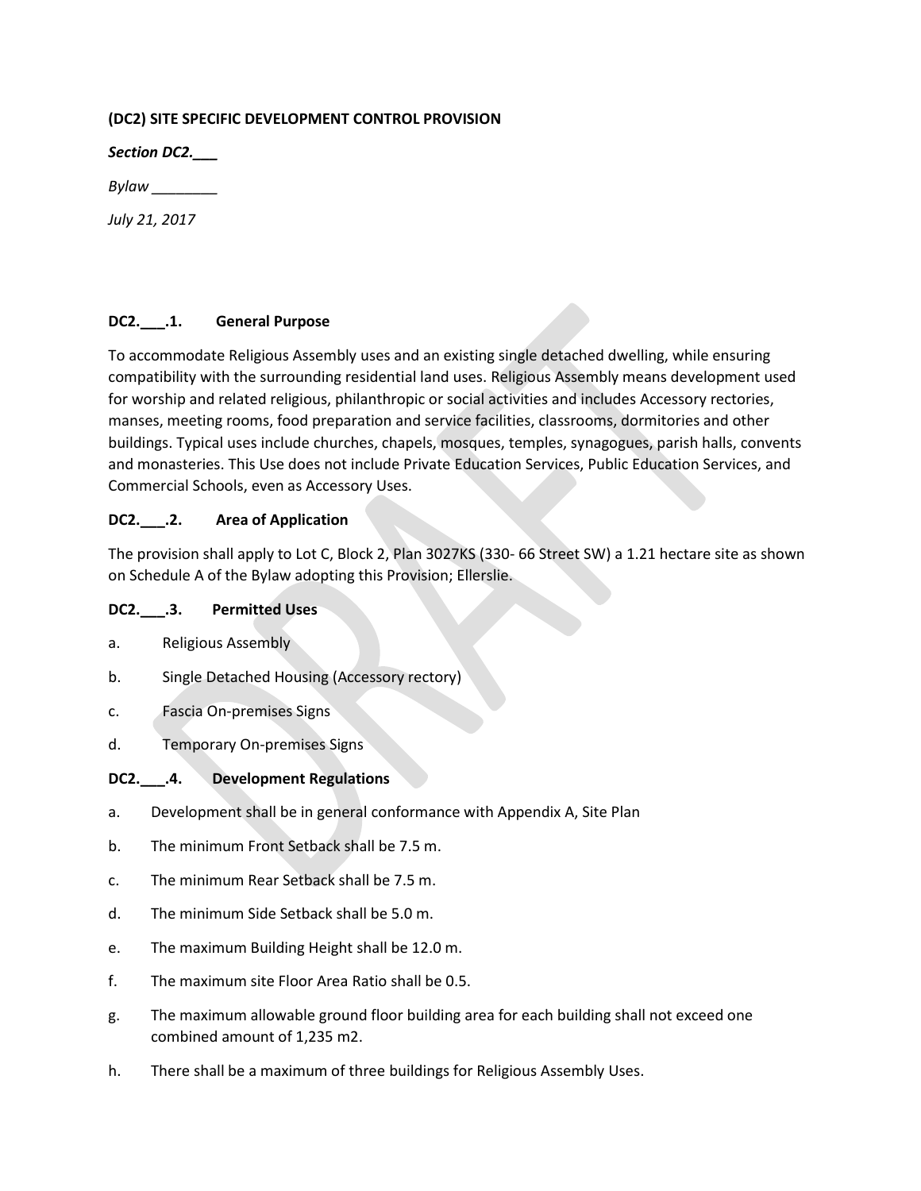**(DC2) SITE SPECIFIC DEVELOPMENT CONTROL PROVISION**

***Section DC2.___***

*Bylaw ________*

*July 21, 2017*

**DC2.___.1. General Purpose**

To accommodate Religious Assembly uses and an existing single detached dwelling, while ensuring compatibility with the surrounding residential land uses. Religious Assembly means development used for worship and related religious, philanthropic or social activities and includes Accessory rectories, manses, meeting rooms, food preparation and service facilities, classrooms, dormitories and other buildings. Typical uses include churches, chapels, mosques, temples, synagogues, parish halls, convents and monasteries. This Use does not include Private Education Services, Public Education Services, and Commercial Schools, even as Accessory Uses.

**DC2.___.2. Area of Application**

The provision shall apply to Lot C, Block 2, Plan 3027KS (330- 66 Street SW) a 1.21 hectare site as shown on Schedule A of the Bylaw adopting this Provision; Ellerslie.

**DC2.___.3. Permitted Uses**

a. Religious Assembly

b. Single Detached Housing (Accessory rectory)

c. Fascia On-premises Signs

d. Temporary On-premises Signs

**DC2.___.4. Development Regulations**

a. Development shall be in general conformance with Appendix A, Site Plan

b. The minimum Front Setback shall be 7.5 m.

c. The minimum Rear Setback shall be 7.5 m.

d. The minimum Side Setback shall be 5.0 m.

e. The maximum Building Height shall be 12.0 m.

f. The maximum site Floor Area Ratio shall be 0.5.

g. The maximum allowable ground floor building area for each building shall not exceed one combined amount of 1,235 m2.

h. There shall be a maximum of three buildings for Religious Assembly Uses.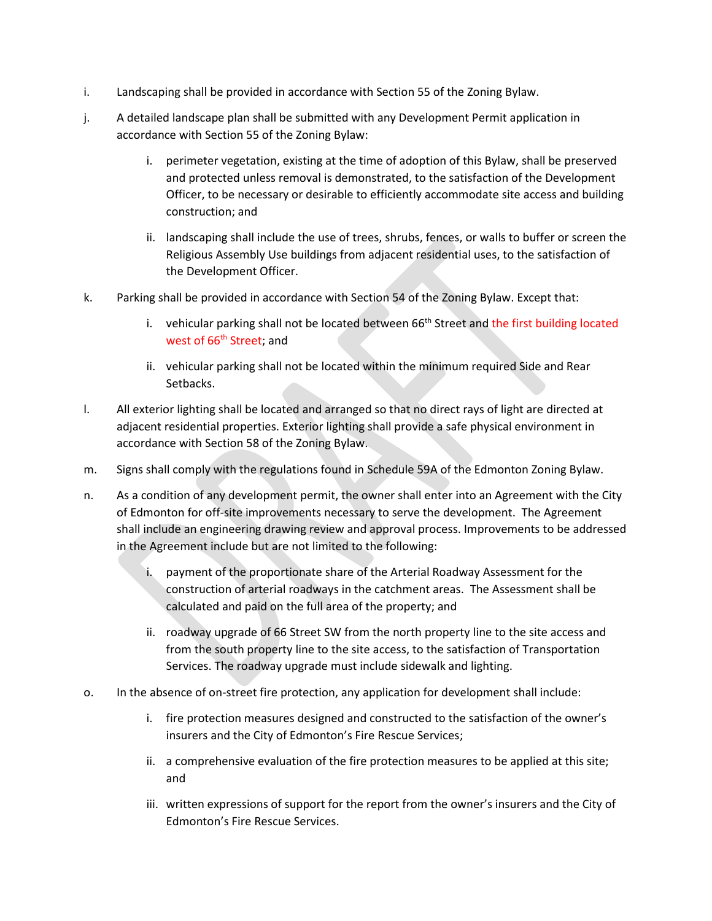i. Landscaping shall be provided in accordance with Section 55 of the Zoning Bylaw.

j. A detailed landscape plan shall be submitted with any Development Permit application in accordance with Section 55 of the Zoning Bylaw:

   i. perimeter vegetation, existing at the time of adoption of this Bylaw, shall be preserved and protected unless removal is demonstrated, to the satisfaction of the Development Officer, to be necessary or desirable to efficiently accommodate site access and building construction; and

   ii. landscaping shall include the use of trees, shrubs, fences, or walls to buffer or screen the Religious Assembly Use buildings from adjacent residential uses, to the satisfaction of the Development Officer.

k. Parking shall be provided in accordance with Section 54 of the Zoning Bylaw. Except that:

   i. vehicular parking shall not be located between 66th Street and the first building located west of 66th Street; and

   ii. vehicular parking shall not be located within the minimum required Side and Rear Setbacks.

l. All exterior lighting shall be located and arranged so that no direct rays of light are directed at adjacent residential properties. Exterior lighting shall provide a safe physical environment in accordance with Section 58 of the Zoning Bylaw.

m. Signs shall comply with the regulations found in Schedule 59A of the Edmonton Zoning Bylaw.

n. As a condition of any development permit, the owner shall enter into an Agreement with the City of Edmonton for off-site improvements necessary to serve the development. The Agreement shall include an engineering drawing review and approval process. Improvements to be addressed in the Agreement include but are not limited to the following:

   i. payment of the proportionate share of the Arterial Roadway Assessment for the construction of arterial roadways in the catchment areas. The Assessment shall be calculated and paid on the full area of the property; and

   ii. roadway upgrade of 66 Street SW from the north property line to the site access and from the south property line to the site access, to the satisfaction of Transportation Services. The roadway upgrade must include sidewalk and lighting.

o. In the absence of on-street fire protection, any application for development shall include:

   i. fire protection measures designed and constructed to the satisfaction of the owner's insurers and the City of Edmonton's Fire Rescue Services;

   ii. a comprehensive evaluation of the fire protection measures to be applied at this site; and

   iii. written expressions of support for the report from the owner's insurers and the City of Edmonton's Fire Rescue Services.